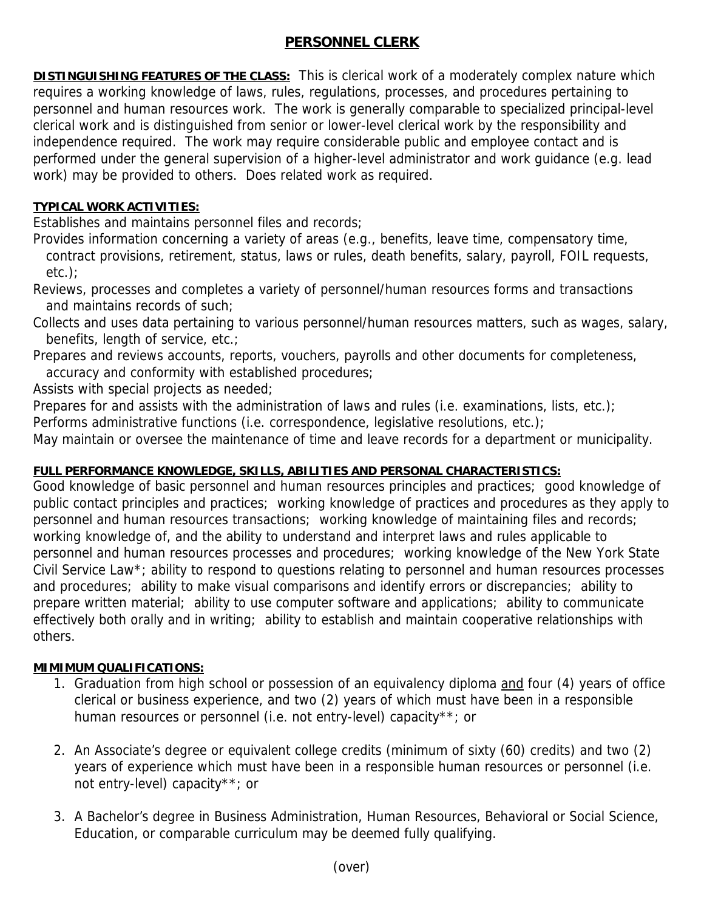# PERSONNEL CLERK

**DISTINGUISHING FEATURES OF THE CLASS:** This is clerical work of a moderately complex nature which requires a working knowledge of laws, rules, regulations, processes, and procedures pertaining to personnel and human resources work. The work is generally comparable to specialized principal-level clerical work and is distinguished from senior or lower-level clerical work by the responsibility and independence required. The work may require considerable public and employee contact and is performed under the general supervision of a higher-level administrator and work guidance (e.g. lead work) may be provided to others. Does related work as required.

**TYPICAL WORK ACTIVITIES:**

Establishes and maintains personnel files and records;

Provides information concerning a variety of areas (e.g., benefits, leave time, compensatory time, contract provisions, retirement, status, laws or rules, death benefits, salary, payroll, FOIL requests, etc.);

Reviews, processes and completes a variety of personnel/human resources forms and transactions and maintains records of such;

Collects and uses data pertaining to various personnel/human resources matters, such as wages, salary, benefits, length of service, etc.;

Prepares and reviews accounts, reports, vouchers, payrolls and other documents for completeness, accuracy and conformity with established procedures;

Assists with special projects as needed;

Prepares for and assists with the administration of laws and rules (i.e. examinations, lists, etc.);

Performs administrative functions (i.e. correspondence, legislative resolutions, etc.);

May maintain or oversee the maintenance of time and leave records for a department or municipality.

**FULL PERFORMANCE KNOWLEDGE, SKILLS, ABILITIES AND PERSONAL CHARACTERISTICS:**

Good knowledge of basic personnel and human resources principles and practices; good knowledge of public contact principles and practices; working knowledge of practices and procedures as they apply to personnel and human resources transactions; working knowledge of maintaining files and records; working knowledge of, and the ability to understand and interpret laws and rules applicable to personnel and human resources processes and procedures; working knowledge of the New York State Civil Service Law*; ability to respond to questions relating to personnel and human resources processes and procedures; ability to make visual comparisons and identify errors or discrepancies; ability to prepare written material; ability to use computer software and applications; ability to communicate effectively both orally and in writing; ability to establish and maintain cooperative relationships with others.

**MIMIMUM QUALIFICATIONS:**

1. Graduation from high school or possession of an equivalency diploma and four (4) years of office clerical or business experience, and two (2) years of which must have been in a responsible human resources or personnel (i.e. not entry-level) capacity**; or

2. An Associate's degree or equivalent college credits (minimum of sixty (60) credits) and two (2) years of experience which must have been in a responsible human resources or personnel (i.e. not entry-level) capacity**; or

3. A Bachelor's degree in Business Administration, Human Resources, Behavioral or Social Science, Education, or comparable curriculum may be deemed fully qualifying.

(over)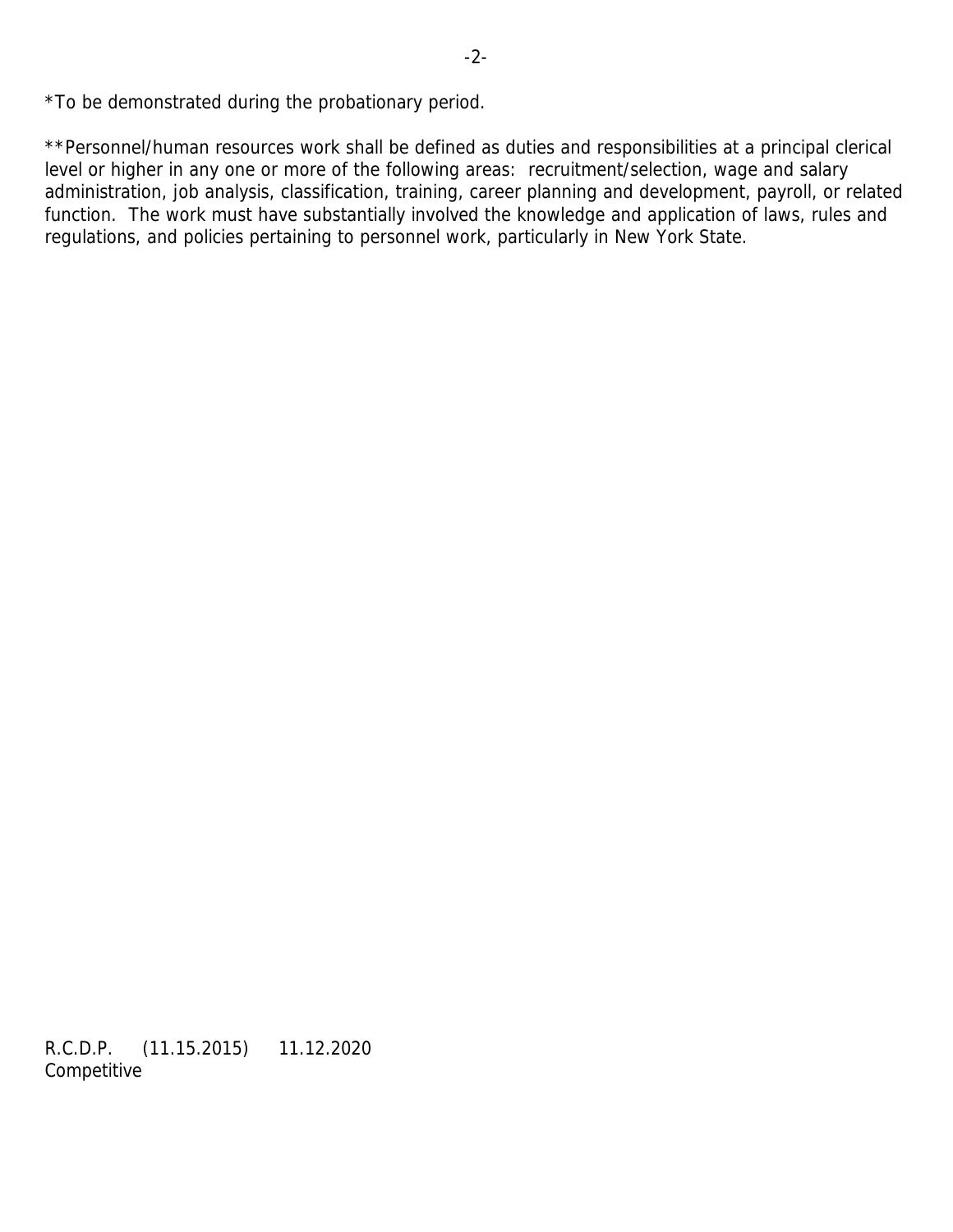*To be demonstrated during the probationary period.

**Personnel/human resources work shall be defined as duties and responsibilities at a principal clerical level or higher in any one or more of the following areas: recruitment/selection, wage and salary administration, job analysis, classification, training, career planning and development, payroll, or related function. The work must have substantially involved the knowledge and application of laws, rules and regulations, and policies pertaining to personnel work, particularly in New York State.

R.C.D.P. (11.15.2015) 11.12.2020
Competitive